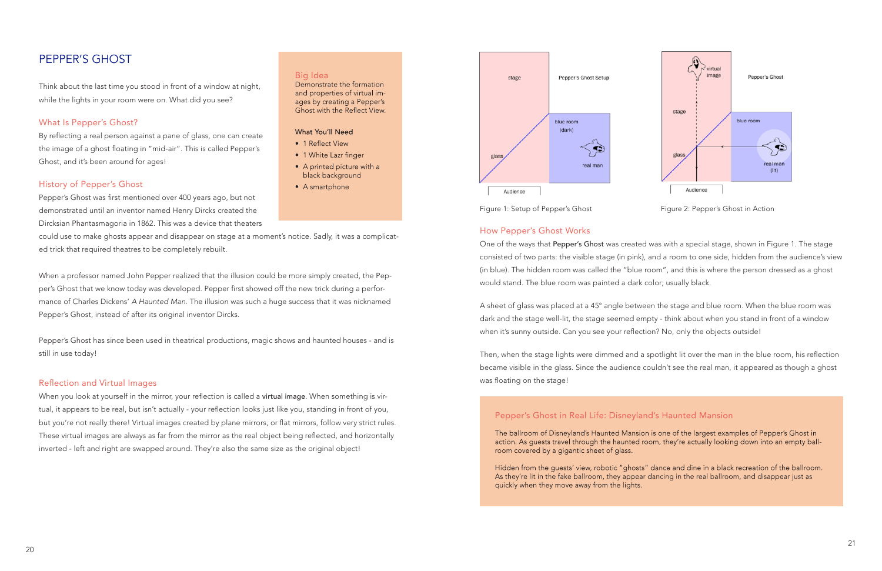# PEPPER'S GHOST

Think about the last time you stood in front of a window at night, while the lights in your room were on. What did you see?

## What Is Pepper's Ghost?

By reflecting a real person against a pane of glass, one can create the image of a ghost floating in "mid-air". This is called Pepper's Ghost, and it's been around for ages!

## History of Pepper's Ghost

Pepper's Ghost was first mentioned over 400 years ago, but not demonstrated until an inventor named Henry Dircks created the Dircksian Phantasmagoria in 1862. This was a device that theaters could use to make ghosts appear and disappear on stage at a moment's notice. Sadly, it was a complicated trick that required theatres to be completely rebuilt.

When a professor named John Pepper realized that the illusion could be more simply created, the Pepper's Ghost that we know today was developed. Pepper first showed off the new trick during a performance of Charles Dickens' *A Haunted Man*. The illusion was such a huge success that it was nicknamed Pepper's Ghost, instead of after its original inventor Dircks.

Pepper's Ghost has since been used in theatrical productions, magic shows and haunted houses - and is still in use today!

## Reflection and Virtual Images

When you look at yourself in the mirror, your reflection is called a **virtual image**. When something is virtual, it appears to be real, but isn't actually - your reflection looks just like you, standing in front of you, but you're not really there! Virtual images created by plane mirrors, or flat mirrors, follow very strict rules. These virtual images are always as far from the mirror as the real object being reflected, and horizontally inverted - left and right are swapped around. They're also the same size as the original object!

> ### Big Idea
> Demonstrate the formation and properties of virtual images by creating a Pepper's Ghost with the Reflect View.
>
> **What You'll Need**
> - 1 Reflect View
> - 1 White Lazr finger
> - A printed picture with a black background
> - A smartphone

stage | Pepper's Ghost Setup | glass | blue room (dark) | real man | Audience

Figure 1: Setup of Pepper's Ghost

virtual image | Pepper's Ghost | stage | glass | blue room | real man (lit) | Audience

Figure 2: Pepper's Ghost in Action

## How Pepper's Ghost Works

One of the ways that **Pepper's Ghost** was created was with a special stage, shown in Figure 1. The stage consisted of two parts: the visible stage (in pink), and a room to one side, hidden from the audience's view (in blue). The hidden room was called the "blue room", and this is where the person dressed as a ghost would stand. The blue room was painted a dark color; usually black.

A sheet of glass was placed at a 45° angle between the stage and blue room. When the blue room was dark and the stage well-lit, the stage seemed empty - think about when you stand in front of a window when it's sunny outside. Can you see your reflection? No, only the objects outside!

Then, when the stage lights were dimmed and a spotlight lit over the man in the blue room, his reflection became visible in the glass. Since the audience couldn't see the real man, it appeared as though a ghost was floating on the stage!

> ### Pepper's Ghost in Real Life: Disneyland's Haunted Mansion
>
> The ballroom of Disneyland's Haunted Mansion is one of the largest examples of Pepper's Ghost in action. As guests travel through the haunted room, they're actually looking down into an empty ballroom covered by a gigantic sheet of glass.
>
> Hidden from the guests' view, robotic "ghosts" dance and dine in a black recreation of the ballroom. As they're lit in the fake ballroom, they appear dancing in the real ballroom, and disappear just as quickly when they move away from the lights.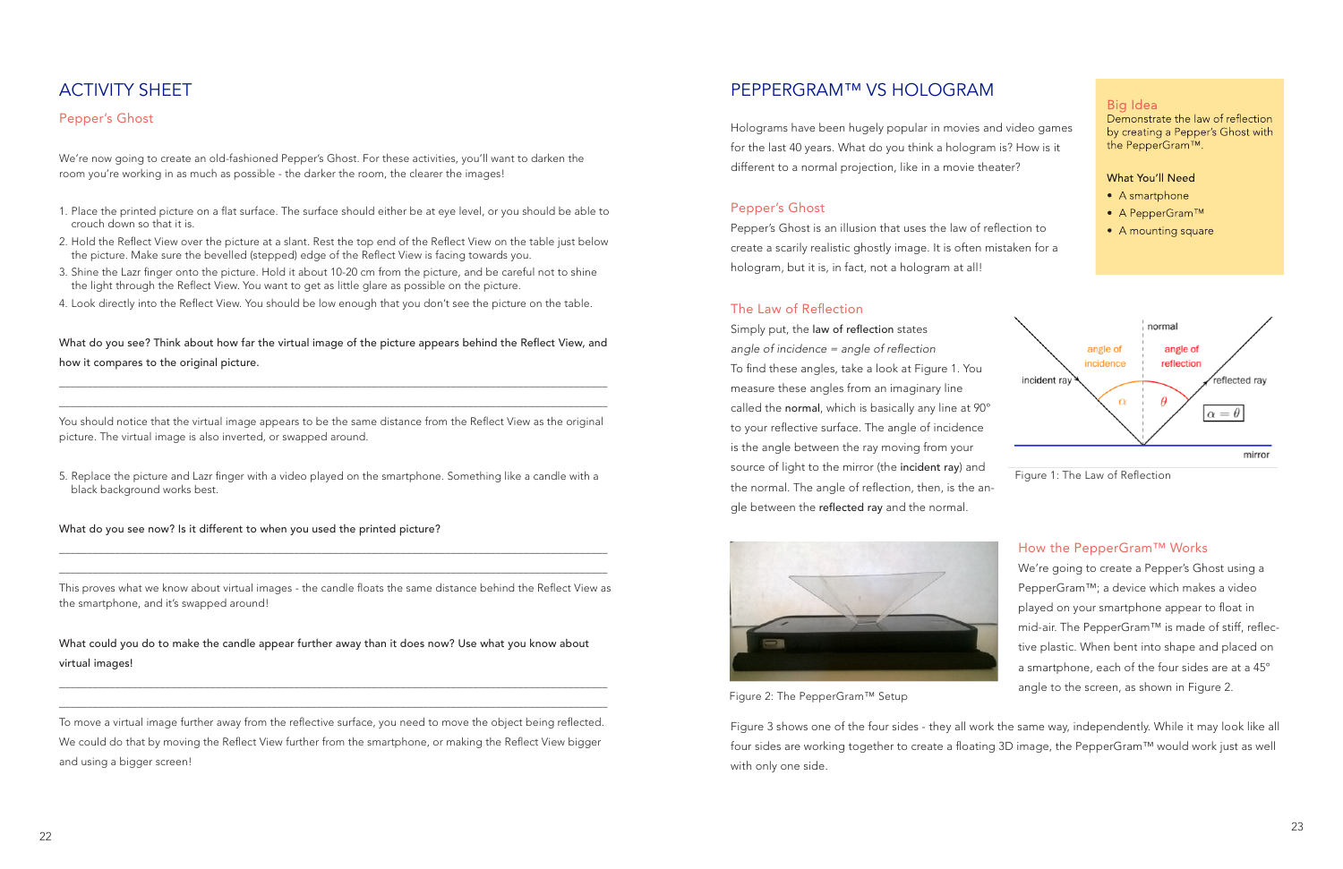# ACTIVITY SHEET

## Pepper's Ghost

We're now going to create an old-fashioned Pepper's Ghost. For these activities, you'll want to darken the room you're working in as much as possible - the darker the room, the clearer the images!

1. Place the printed picture on a flat surface. The surface should either be at eye level, or you should be able to crouch down so that it is.
2. Hold the Reflect View over the picture at a slant. Rest the top end of the Reflect View on the table just below the picture. Make sure the bevelled (stepped) edge of the Reflect View is facing towards you.
3. Shine the Lazr finger onto the picture. Hold it about 10-20 cm from the picture, and be careful not to shine the light through the Reflect View. You want to get as little glare as possible on the picture.
4. Look directly into the Reflect View. You should be low enough that you don't see the picture on the table.

What do you see? Think about how far the virtual image of the picture appears behind the Reflect View, and how it compares to the original picture.

___

___

You should notice that the virtual image appears to be the same distance from the Reflect View as the original picture. The virtual image is also inverted, or swapped around.

5. Replace the picture and Lazr finger with a video played on the smartphone. Something like a candle with a black background works best.

What do you see now? Is it different to when you used the printed picture?

___

___

This proves what we know about virtual images - the candle floats the same distance behind the Reflect View as the smartphone, and it's swapped around!

What could you do to make the candle appear further away than it does now? Use what you know about virtual images!

___

___

To move a virtual image further away from the reflective surface, you need to move the object being reflected. We could do that by moving the Reflect View further from the smartphone, or making the Reflect View bigger and using a bigger screen!

# PEPPERGRAM™ VS HOLOGRAM

**Big Idea**
Demonstrate the law of reflection by creating a Pepper's Ghost with the PepperGram™.

**What You'll Need**
- A smartphone
- A PepperGram™
- A mounting square

Holograms have been hugely popular in movies and video games for the last 40 years. What do you think a hologram is? How is it different to a normal projection, like in a movie theater?

## Pepper's Ghost

Pepper's Ghost is an illusion that uses the law of reflection to create a scarily realistic ghostly image. It is often mistaken for a hologram, but it is, in fact, not a hologram at all!

## The Law of Reflection

Simply put, the **law of reflection** states

*angle of incidence = angle of reflection*

To find these angles, take a look at Figure 1. You measure these angles from an imaginary line called the **normal**, which is basically any line at 90° to your reflective surface. The angle of incidence is the angle between the ray moving from your source of light to the mirror (the **incident ray**) and the normal. The angle of reflection, then, is the angle between the **reflected ray** and the normal.

normal
angle of incidence
angle of reflection
incident ray
reflected ray
$\alpha$
$\theta$
$\alpha = \theta$
mirror

Figure 1: The Law of Reflection

Figure 2: The PepperGram™ Setup

## How the PepperGram™ Works

We're going to create a Pepper's Ghost using a PepperGram™; a device which makes a video played on your smartphone appear to float in mid-air. The PepperGram™ is made of stiff, reflective plastic. When bent into shape and placed on a smartphone, each of the four sides are at a 45° angle to the screen, as shown in Figure 2.

Figure 3 shows one of the four sides - they all work the same way, independently. While it may look like all four sides are working together to create a floating 3D image, the PepperGram™ would work just as well with only one side.